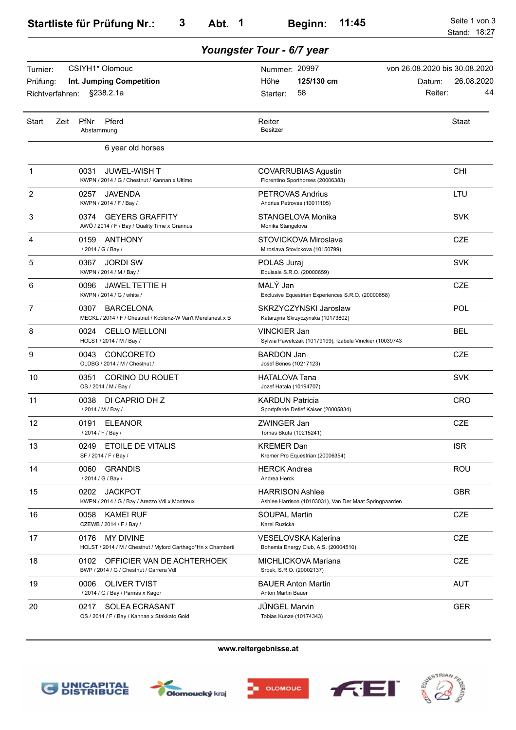# Startliste für Prüfung Nr.: 3 Abt. 1 Beginn: 11:45

Stand: 18:27

## *Youngster Tour - 6/7 year*

| | | | | | |
|---|---|---|---|---|---|
| Turnier: | CSIYH1* Olomouc | Nummer: | 20997 | von 26.08.2020 bis 30.08.2020 | |
| Prüfung: | **Int. Jumping Competition** | Höhe | **125/130 cm** | Datum: | 26.08.2020 |
| Richtverfahren: | §238.2.1a | Starter: | 58 | Reiter: | 44 |

| Start | Zeit | PfNr | Pferd / Abstammung | Reiter / Besitzer | Staat |
|---|---|---|---|---|---|
| | | | **6 year old horses** | | |
| 1 | | 0031 | JUWEL-WISH T<br>KWPN / 2014 / G / Chestnut / Kannan x Ultimo | COVARRUBIAS Agustin<br>Florentino Sporthorses (20006383) | CHI |
| 2 | | 0257 | JAVENDA<br>KWPN / 2014 / F / Bay / | PETROVAS Andrius<br>Andrius Petrovas (10011105) | LTU |
| 3 | | 0374 | GEYERS GRAFFITY<br>AWÖ / 2014 / F / Bay / Quality Time x Grannus | STANGELOVA Monika<br>Monika Stangelova | SVK |
| 4 | | 0159 | ANTHONY<br>/ 2014 / G / Bay / | STOVICKOVA Miroslava<br>Miroslava Stovickova (10150799) | CZE |
| 5 | | 0367 | JORDI SW<br>KWPN / 2014 / M / Bay / | POLAS Juraj<br>Equisale S.R.O. (20000659) | SVK |
| 6 | | 0096 | JAWEL TETTIE H<br>KWPN / 2014 / G / white / | MALÝ Jan<br>Exclusive Equestrian Experiences S.R.O. (20000658) | CZE |
| 7 | | 0307 | BARCELONA<br>MECKL / 2014 / F / Chestnut / Koblenz-W Van't Merelsnest x B | SKRZYCZYNSKI Jaroslaw<br>Katarzyna Skrzyczynska (10173802) | POL |
| 8 | | 0024 | CELLO MELLONI<br>HOLST / 2014 / M / Bay / | VINCKIER Jan<br>Sylwia Pawelczak (10179199), Izabela Vinckier (10039743 | BEL |
| 9 | | 0043 | CONCORETO<br>OLDBG / 2014 / M / Chestnut / | BARDON Jan<br>Josef Benes (10217123) | CZE |
| 10 | | 0351 | CORINO DU ROUET<br>OS / 2014 / M / Bay / | HATALOVA Tana<br>Jozef Hatala (10194707) | SVK |
| 11 | | 0038 | DI CAPRIO DH Z<br>/ 2014 / M / Bay / | KARDUN Patricia<br>Sportpferde Detlef Kaiser (20005834) | CRO |
| 12 | | 0191 | ELEANOR<br>/ 2014 / F / Bay / | ZWINGER Jan<br>Tomas Skuta (10215241) | CZE |
| 13 | | 0249 | ETOILE DE VITALIS<br>SF / 2014 / F / Bay / | KREMER Dan<br>Kremer Pro Equestrian (20006354) | ISR |
| 14 | | 0060 | GRANDIS<br>/ 2014 / G / Bay / | HERCK Andrea<br>Andrea Herck | ROU |
| 15 | | 0202 | JACKPOT<br>KWPN / 2014 / G / Bay / Arezzo Vdl x Montreux | HARRISON Ashlee<br>Ashlee Harrison (10103031), Van Der Maat Springpaarden | GBR |
| 16 | | 0058 | KAMEI RUF<br>CZEWB / 2014 / F / Bay / | SOUPAL Martin<br>Karel Ruzicka | CZE |
| 17 | | 0176 | MY DIVINE<br>HOLST / 2014 / M / Chestnut / Mylord Carthago*Hn x Chamberti | VESELOVSKA Katerina<br>Bohemia Energy Club, A.S. (20004510) | CZE |
| 18 | | 0102 | OFFICIER VAN DE ACHTERHOEK<br>BWP / 2014 / G / Chestnut / Carrera Vdl | MICHLICKOVA Mariana<br>Srpek, S.R.O. (20002137) | CZE |
| 19 | | 0006 | OLIVER TVIST<br>/ 2014 / G / Bay / Parnas x Kagor | BAUER Anton Martin<br>Anton Martin Bauer | AUT |
| 20 | | 0217 | SOLEA ECRASANT<br>OS / 2014 / F / Bay / Kannan x Stakkato Gold | JÜNGEL Marvin<br>Tobias Kunze (10174343) | GER |

**www.reitergebnisse.at**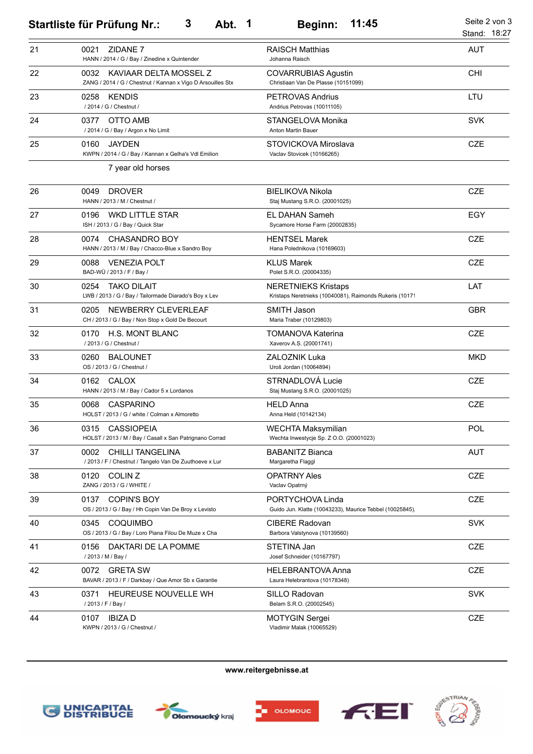# Startliste für Prüfung Nr.: 3 Abt. 1 Beginn: 11:45

Stand: 18:27

| Nr. | Pferd | Reiter / Besitzer | Nation |
|---|---|---|---|
| 21 | 0021 ZIDANE 7<br>HANN / 2014 / G / Bay / Zinedine x Quintender | RAISCH Matthias<br>Johanna Raisch | AUT |
| 22 | 0032 KAVIAAR DELTA MOSSEL Z<br>ZANG / 2014 / G / Chestnut / Kannan x Vigo D Arsouilles Stx | COVARRUBIAS Agustin<br>Christiaan Van De Plasse (10151099) | CHI |
| 23 | 0258 KENDIS<br>/ 2014 / G / Chestnut / | PETROVAS Andrius<br>Andrius Petrovas (10011105) | LTU |
| 24 | 0377 OTTO AMB<br>/ 2014 / G / Bay / Argon x No Limit | STANGELOVA Monika<br>Anton Martin Bauer | SVK |
| 25 | 0160 JAYDEN<br>KWPN / 2014 / G / Bay / Kannan x Gelha's Vdl Emilion | STOVICKOVA Miroslava<br>Vaclav Stovicek (10166265) | CZE |
| | 7 year old horses | | |
| 26 | 0049 DROVER<br>HANN / 2013 / M / Chestnut / | BIELIKOVA Nikola<br>Staj Mustang S.R.O. (20001025) | CZE |
| 27 | 0196 WKD LITTLE STAR<br>ISH / 2013 / G / Bay / Quick Star | EL DAHAN Sameh<br>Sycamore Horse Farm (20002835) | EGY |
| 28 | 0074 CHASANDRO BOY<br>HANN / 2013 / M / Bay / Chacco-Blue x Sandro Boy | HENTSEL Marek<br>Hana Polednikova (10169603) | CZE |
| 29 | 0088 VENEZIA POLT<br>BAD-WÜ / 2013 / F / Bay / | KLUS Marek<br>Polet S.R.O. (20004335) | CZE |
| 30 | 0254 TAKO DILAIT<br>LWB / 2013 / G / Bay / Tailormade Diarado's Boy x Lev | NERETNIEKS Kristaps<br>Kristaps Neretnieks (10040081), Raimonds Rukeris (10171 | LAT |
| 31 | 0205 NEWBERRY CLEVERLEAF<br>CH / 2013 / G / Bay / Non Stop x Gold De Becourt | SMITH Jason<br>Maria Traber (10129803) | GBR |
| 32 | 0170 H.S. MONT BLANC<br>/ 2013 / G / Chestnut / | TOMANOVA Katerina<br>Xaverov A.S. (20001741) | CZE |
| 33 | 0260 BALOUNET<br>OS / 2013 / G / Chestnut / | ZALOZNIK Luka<br>Uroš Jordan (10064894) | MKD |
| 34 | 0162 CALOX<br>HANN / 2013 / M / Bay / Cador 5 x Lordanos | STRNADLOVÁ Lucie<br>Staj Mustang S.R.O. (20001025) | CZE |
| 35 | 0068 CASPARINO<br>HOLST / 2013 / G / white / Colman x Almoretto | HELD Anna<br>Anna Held (10142134) | CZE |
| 36 | 0315 CASSIOPEIA<br>HOLST / 2013 / M / Bay / Casall x San Patrignano Corrad | WECHTA Maksymilian<br>Wechta Inwestycje Sp. Z O.O. (20001023) | POL |
| 37 | 0002 CHILLI TANGELINA<br>/ 2013 / F / Chestnut / Tangelo Van De Zuuthoeve x Lur | BABANITZ Bianca<br>Margaretha Flaggl | AUT |
| 38 | 0120 COLIN Z<br>ZANG / 2013 / G / WHITE / | OPATRNY Ales<br>Vaclav Opatrný | CZE |
| 39 | 0137 COPIN'S BOY<br>OS / 2013 / G / Bay / Hh Copin Van De Broy x Levisto | PORTYCHOVA Linda<br>Guido Jun. Klatte (10043233), Maurice Tebbel (10025845), | CZE |
| 40 | 0345 COQUIMBO<br>OS / 2013 / G / Bay / Loro Piana Filou De Muze x Cha | CIBERE Radovan<br>Barbora Valstynova (10139560) | SVK |
| 41 | 0156 DAKTARI DE LA POMME<br>/ 2013 / M / Bay / | STETINA Jan<br>Josef Schneider (10167797) | CZE |
| 42 | 0072 GRETA SW<br>BAVAR / 2013 / F / Darkbay / Que Amor Sb x Garantie | HELEBRANTOVA Anna<br>Laura Helebrantova (10178348) | CZE |
| 43 | 0371 HEUREUSE NOUVELLE WH<br>/ 2013 / F / Bay / | SILLO Radovan<br>Belam S.R.O. (20002545) | SVK |
| 44 | 0107 IBIZA D<br>KWPN / 2013 / G / Chestnut / | MOTYGIN Sergei<br>Vladimir Malak (10065529) | CZE |

www.reitergebnisse.at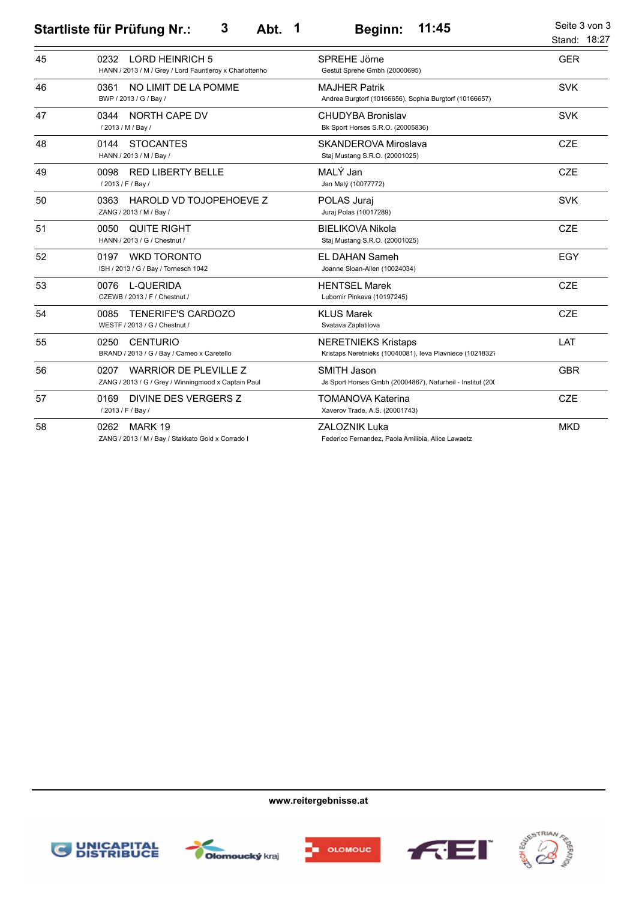## Startliste für Prüfung Nr.: 3 Abt. 1 Beginn: 11:45

Stand: 18:27

| | | | |
|---|---|---|---|
| 45 | 0232 LORD HEINRICH 5<br>HANN / 2013 / M / Grey / Lord Fauntleroy x Charlottenho | SPREHE Jörne<br>Gestüt Sprehe Gmbh (20000695) | GER |
| 46 | 0361 NO LIMIT DE LA POMME<br>BWP / 2013 / G / Bay / | MAJHER Patrik<br>Andrea Burgtorf (10166656), Sophia Burgtorf (10166657) | SVK |
| 47 | 0344 NORTH CAPE DV<br>/ 2013 / M / Bay / | CHUDYBA Bronislav<br>Bk Sport Horses S.R.O. (20005836) | SVK |
| 48 | 0144 STOCANTES<br>HANN / 2013 / M / Bay / | SKANDEROVA Miroslava<br>Staj Mustang S.R.O. (20001025) | CZE |
| 49 | 0098 RED LIBERTY BELLE<br>/ 2013 / F / Bay / | MALÝ Jan<br>Jan Malý (10077772) | CZE |
| 50 | 0363 HAROLD VD TOJOPEHOEVE Z<br>ZANG / 2013 / M / Bay / | POLAS Juraj<br>Juraj Polas (10017289) | SVK |
| 51 | 0050 QUITE RIGHT<br>HANN / 2013 / G / Chestnut / | BIELIKOVA Nikola<br>Staj Mustang S.R.O. (20001025) | CZE |
| 52 | 0197 WKD TORONTO<br>ISH / 2013 / G / Bay / Tornesch 1042 | EL DAHAN Sameh<br>Joanne Sloan-Allen (10024034) | EGY |
| 53 | 0076 L-QUERIDA<br>CZEWB / 2013 / F / Chestnut / | HENTSEL Marek<br>Lubomir Pinkava (10197245) | CZE |
| 54 | 0085 TENERIFE'S CARDOZO<br>WESTF / 2013 / G / Chestnut / | KLUS Marek<br>Svatava Zaplatilova | CZE |
| 55 | 0250 CENTURIO<br>BRAND / 2013 / G / Bay / Cameo x Caretello | NERETNIEKS Kristaps<br>Kristaps Neretnieks (10040081), Ieva Plavniece (1021832 | LAT |
| 56 | 0207 WARRIOR DE PLEVILLE Z<br>ZANG / 2013 / G / Grey / Winningmood x Captain Paul | SMITH Jason<br>Js Sport Horses Gmbh (20004867), Naturheil - Institut (20 | GBR |
| 57 | 0169 DIVINE DES VERGERS Z<br>/ 2013 / F / Bay / | TOMANOVA Katerina<br>Xaverov Trade, A.S. (20001743) | CZE |
| 58 | 0262 MARK 19<br>ZANG / 2013 / M / Bay / Stakkato Gold x Corrado I | ZALOZNIK Luka<br>Federico Fernandez, Paola Amilibia, Alice Lawaetz | MKD |

www.reitergebnisse.at

UNICAPITAL DISTRIBUCE · Olomoucký kraj · OLOMOUC · FEI · CZECH EQUESTRIAN FEDERATION